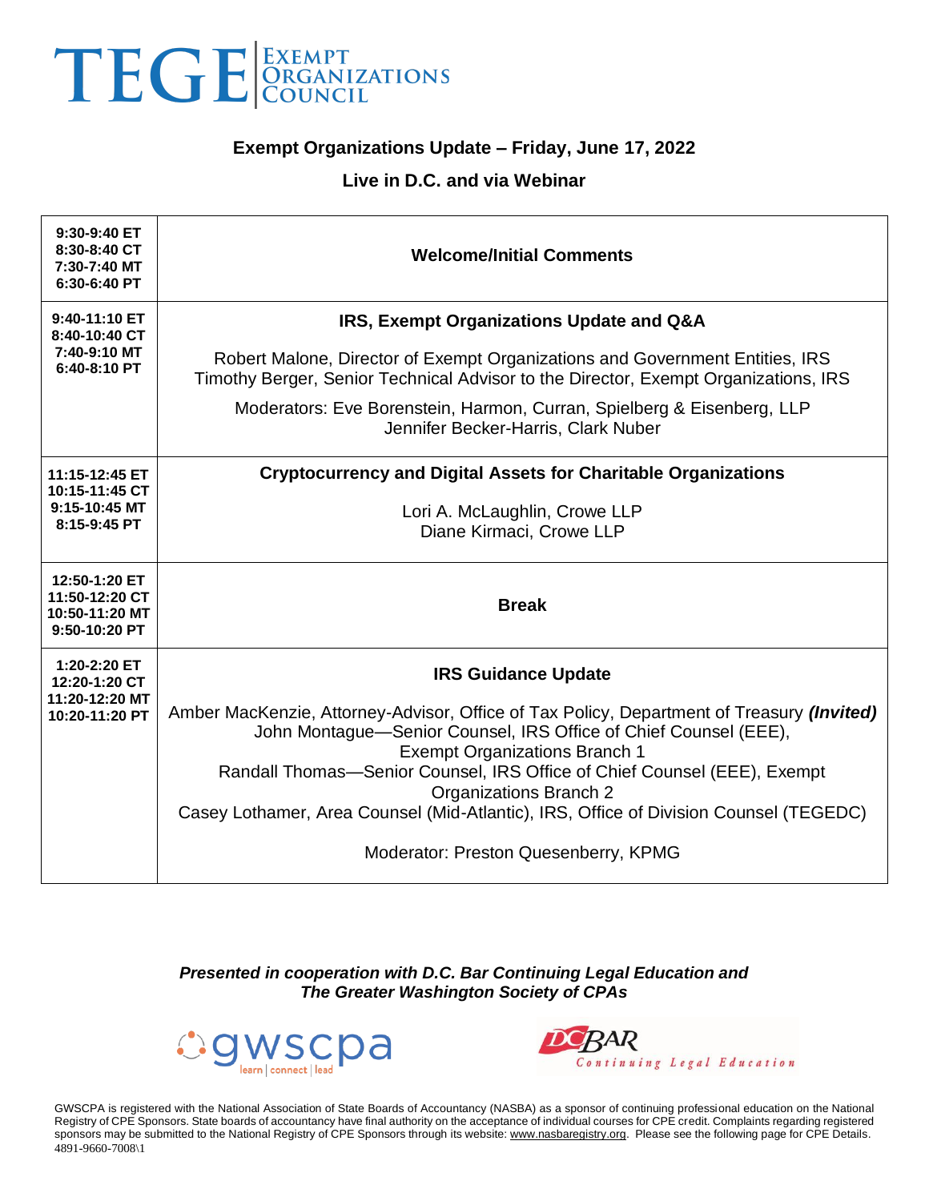# TEGE | Exempt Organizations Council

## Exempt Organizations Update – Friday, June 17, 2022

### Live in D.C. and via Webinar

| Time | Session |
|---|---|
| **9:30-9:40 ET**<br>**8:30-8:40 CT**<br>**7:30-7:40 MT**<br>**6:30-6:40 PT** | **Welcome/Initial Comments** |
| **9:40-11:10 ET**<br>**8:40-10:40 CT**<br>**7:40-9:10 MT**<br>**6:40-8:10 PT** | **IRS, Exempt Organizations Update and Q&A**<br><br>Robert Malone, Director of Exempt Organizations and Government Entities, IRS<br>Timothy Berger, Senior Technical Advisor to the Director, Exempt Organizations, IRS<br><br>Moderators: Eve Borenstein, Harmon, Curran, Spielberg & Eisenberg, LLP<br>Jennifer Becker-Harris, Clark Nuber |
| **11:15-12:45 ET**<br>**10:15-11:45 CT**<br>**9:15-10:45 MT**<br>**8:15-9:45 PT** | **Cryptocurrency and Digital Assets for Charitable Organizations**<br><br>Lori A. McLaughlin, Crowe LLP<br>Diane Kirmaci, Crowe LLP |
| **12:50-1:20 ET**<br>**11:50-12:20 CT**<br>**10:50-11:20 MT**<br>**9:50-10:20 PT** | **Break** |
| **1:20-2:20 ET**<br>**12:20-1:20 CT**<br>**11:20-12:20 MT**<br>**10:20-11:20 PT** | **IRS Guidance Update**<br><br>Amber MacKenzie, Attorney-Advisor, Office of Tax Policy, Department of Treasury ***(Invited)***<br>John Montague—Senior Counsel, IRS Office of Chief Counsel (EEE), Exempt Organizations Branch 1<br>Randall Thomas—Senior Counsel, IRS Office of Chief Counsel (EEE), Exempt Organizations Branch 2<br>Casey Lothamer, Area Counsel (Mid-Atlantic), IRS, Office of Division Counsel (TEGEDC)<br><br>Moderator: Preston Quesenberry, KPMG |

***Presented in cooperation with D.C. Bar Continuing Legal Education and The Greater Washington Society of CPAs***

gwscpa learn | connect | lead

DC BAR Continuing Legal Education

GWSCPA is registered with the National Association of State Boards of Accountancy (NASBA) as a sponsor of continuing professional education on the National Registry of CPE Sponsors. State boards of accountancy have final authority on the acceptance of individual courses for CPE credit. Complaints regarding registered sponsors may be submitted to the National Registry of CPE Sponsors through its website: www.nasbaregistry.org. Please see the following page for CPE Details.

4891-9660-7008\1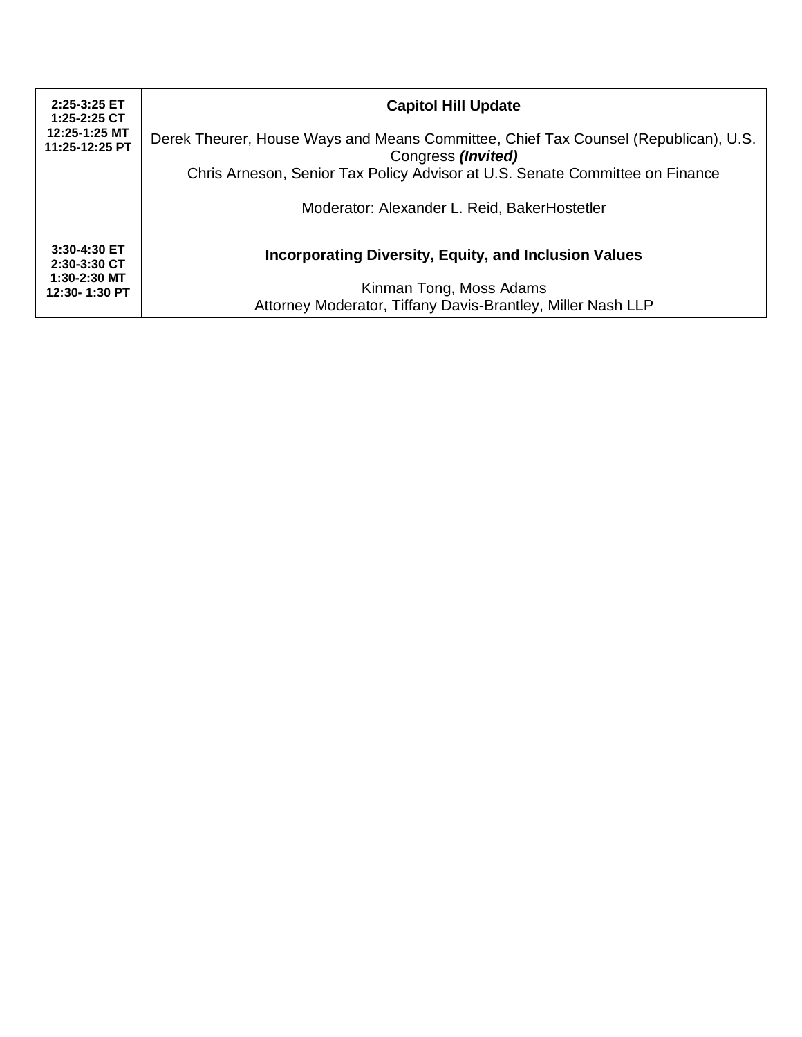| | |
|---|---|
| **2:25-3:25 ET**<br>**1:25-2:25 CT**<br>**12:25-1:25 MT**<br>**11:25-12:25 PT** | **Capitol Hill Update**<br><br>Derek Theurer, House Ways and Means Committee, Chief Tax Counsel (Republican), U.S. Congress ***(Invited)***<br>Chris Arneson, Senior Tax Policy Advisor at U.S. Senate Committee on Finance<br><br>Moderator: Alexander L. Reid, BakerHostetler |
| **3:30-4:30 ET**<br>**2:30-3:30 CT**<br>**1:30-2:30 MT**<br>**12:30- 1:30 PT** | **Incorporating Diversity, Equity, and Inclusion Values**<br><br>Kinman Tong, Moss Adams<br>Attorney Moderator, Tiffany Davis-Brantley, Miller Nash LLP |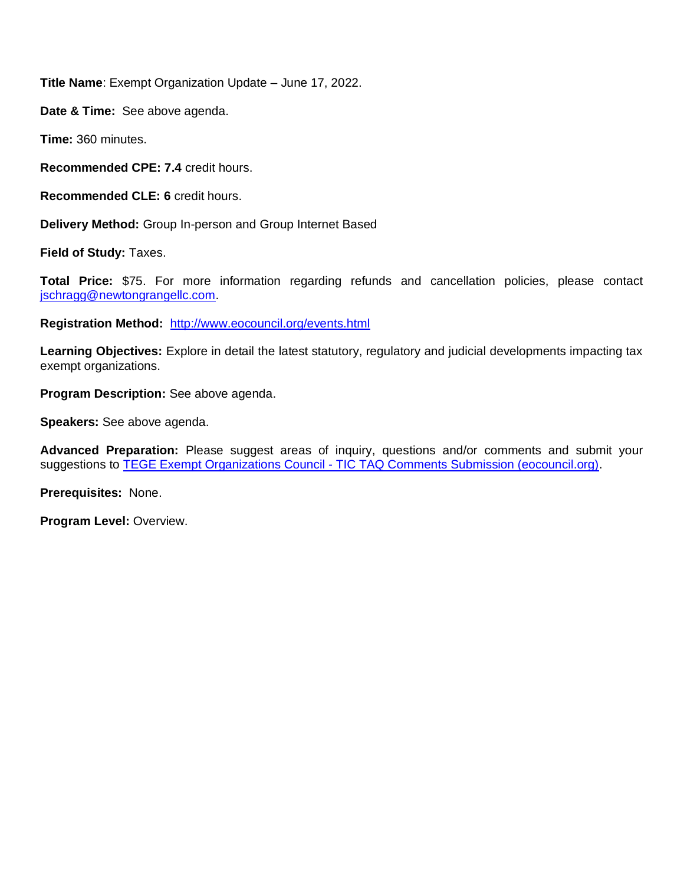**Title Name**: Exempt Organization Update – June 17, 2022.

**Date & Time:** See above agenda.

**Time:** 360 minutes.

**Recommended CPE: 7.4** credit hours.

**Recommended CLE: 6** credit hours.

**Delivery Method:** Group In-person and Group Internet Based

**Field of Study:** Taxes.

**Total Price:** $75. For more information regarding refunds and cancellation policies, please contact [jschragg@newtongrangellc.com](mailto:jschragg@newtongrangellc.com).

**Registration Method:** [http://www.eocouncil.org/events.html](http://www.eocouncil.org/events.html)

**Learning Objectives:** Explore in detail the latest statutory, regulatory and judicial developments impacting tax exempt organizations.

**Program Description:** See above agenda.

**Speakers:** See above agenda.

**Advanced Preparation:** Please suggest areas of inquiry, questions and/or comments and submit your suggestions to TEGE Exempt Organizations Council - TIC TAQ Comments Submission (eocouncil.org).

**Prerequisites:** None.

**Program Level:** Overview.